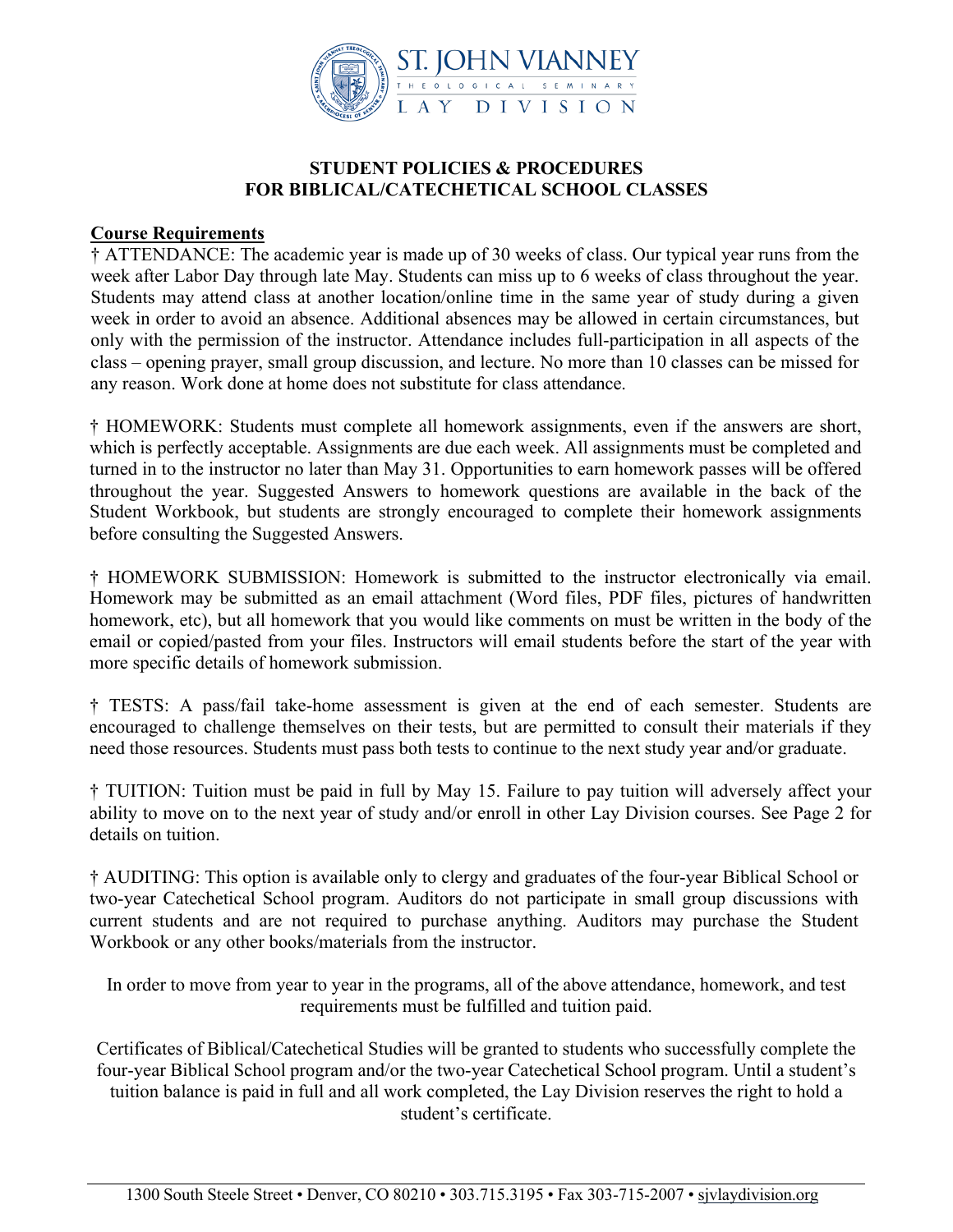ST. JOHN VIANNEY
THEOLOGICAL SEMINARY
LAY DIVISION

## STUDENT POLICIES & PROCEDURES FOR BIBLICAL/CATECHETICAL SCHOOL CLASSES

### Course Requirements

† ATTENDANCE: The academic year is made up of 30 weeks of class. Our typical year runs from the week after Labor Day through late May. Students can miss up to 6 weeks of class throughout the year. Students may attend class at another location/online time in the same year of study during a given week in order to avoid an absence. Additional absences may be allowed in certain circumstances, but only with the permission of the instructor. Attendance includes full-participation in all aspects of the class – opening prayer, small group discussion, and lecture. No more than 10 classes can be missed for any reason. Work done at home does not substitute for class attendance.

† HOMEWORK: Students must complete all homework assignments, even if the answers are short, which is perfectly acceptable. Assignments are due each week. All assignments must be completed and turned in to the instructor no later than May 31. Opportunities to earn homework passes will be offered throughout the year. Suggested Answers to homework questions are available in the back of the Student Workbook, but students are strongly encouraged to complete their homework assignments before consulting the Suggested Answers.

† HOMEWORK SUBMISSION: Homework is submitted to the instructor electronically via email. Homework may be submitted as an email attachment (Word files, PDF files, pictures of handwritten homework, etc), but all homework that you would like comments on must be written in the body of the email or copied/pasted from your files. Instructors will email students before the start of the year with more specific details of homework submission.

† TESTS: A pass/fail take-home assessment is given at the end of each semester. Students are encouraged to challenge themselves on their tests, but are permitted to consult their materials if they need those resources. Students must pass both tests to continue to the next study year and/or graduate.

† TUITION: Tuition must be paid in full by May 15. Failure to pay tuition will adversely affect your ability to move on to the next year of study and/or enroll in other Lay Division courses. See Page 2 for details on tuition.

† AUDITING: This option is available only to clergy and graduates of the four-year Biblical School or two-year Catechetical School program. Auditors do not participate in small group discussions with current students and are not required to purchase anything. Auditors may purchase the Student Workbook or any other books/materials from the instructor.

In order to move from year to year in the programs, all of the above attendance, homework, and test requirements must be fulfilled and tuition paid.

Certificates of Biblical/Catechetical Studies will be granted to students who successfully complete the four-year Biblical School program and/or the two-year Catechetical School program. Until a student's tuition balance is paid in full and all work completed, the Lay Division reserves the right to hold a student's certificate.

1300 South Steele Street • Denver, CO 80210 • 303.715.3195 • Fax 303-715-2007 • sjvlaydivision.org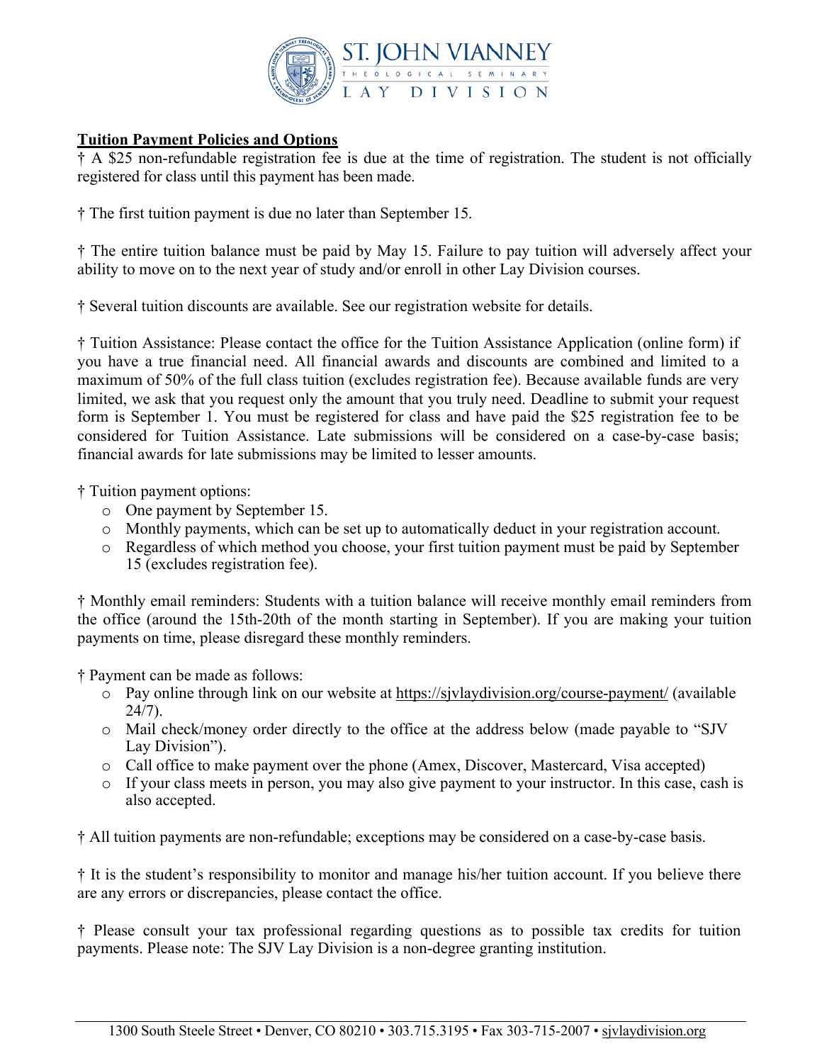ST. JOHN VIANNEY
THEOLOGICAL SEMINARY
LAY DIVISION

**Tuition Payment Policies and Options**

† A $25 non-refundable registration fee is due at the time of registration. The student is not officially registered for class until this payment has been made.

† The first tuition payment is due no later than September 15.

† The entire tuition balance must be paid by May 15. Failure to pay tuition will adversely affect your ability to move on to the next year of study and/or enroll in other Lay Division courses.

† Several tuition discounts are available. See our registration website for details.

† Tuition Assistance: Please contact the office for the Tuition Assistance Application (online form) if you have a true financial need. All financial awards and discounts are combined and limited to a maximum of 50% of the full class tuition (excludes registration fee). Because available funds are very limited, we ask that you request only the amount that you truly need. Deadline to submit your request form is September 1. You must be registered for class and have paid the $25 registration fee to be considered for Tuition Assistance. Late submissions will be considered on a case-by-case basis; financial awards for late submissions may be limited to lesser amounts.

† Tuition payment options:

- One payment by September 15.
- Monthly payments, which can be set up to automatically deduct in your registration account.
- Regardless of which method you choose, your first tuition payment must be paid by September 15 (excludes registration fee).

† Monthly email reminders: Students with a tuition balance will receive monthly email reminders from the office (around the 15th-20th of the month starting in September). If you are making your tuition payments on time, please disregard these monthly reminders.

† Payment can be made as follows:

- Pay online through link on our website at https://sjvlaydivision.org/course-payment/ (available 24/7).
- Mail check/money order directly to the office at the address below (made payable to "SJV Lay Division").
- Call office to make payment over the phone (Amex, Discover, Mastercard, Visa accepted)
- If your class meets in person, you may also give payment to your instructor. In this case, cash is also accepted.

† All tuition payments are non-refundable; exceptions may be considered on a case-by-case basis.

† It is the student's responsibility to monitor and manage his/her tuition account. If you believe there are any errors or discrepancies, please contact the office.

† Please consult your tax professional regarding questions as to possible tax credits for tuition payments. Please note: The SJV Lay Division is a non-degree granting institution.

1300 South Steele Street • Denver, CO 80210 • 303.715.3195 • Fax 303-715-2007 • sjvlaydivision.org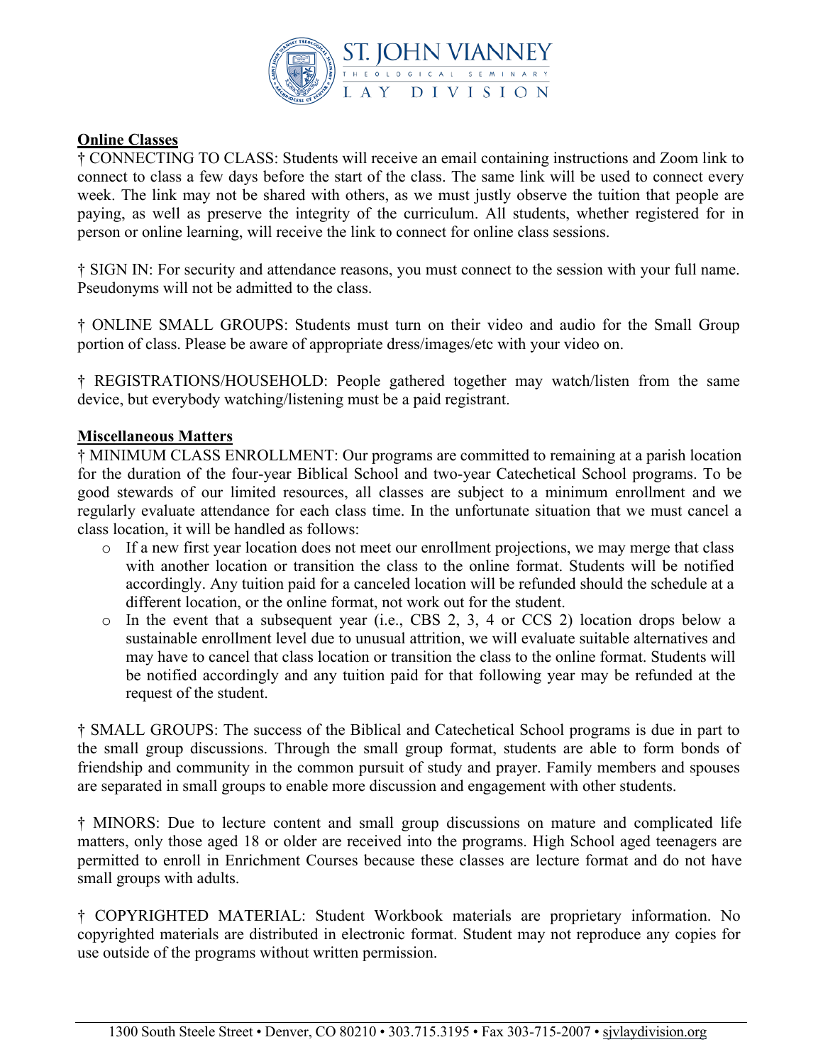**Online Classes**

† CONNECTING TO CLASS: Students will receive an email containing instructions and Zoom link to connect to class a few days before the start of the class. The same link will be used to connect every week. The link may not be shared with others, as we must justly observe the tuition that people are paying, as well as preserve the integrity of the curriculum. All students, whether registered for in person or online learning, will receive the link to connect for online class sessions.

† SIGN IN: For security and attendance reasons, you must connect to the session with your full name. Pseudonyms will not be admitted to the class.

† ONLINE SMALL GROUPS: Students must turn on their video and audio for the Small Group portion of class. Please be aware of appropriate dress/images/etc with your video on.

† REGISTRATIONS/HOUSEHOLD: People gathered together may watch/listen from the same device, but everybody watching/listening must be a paid registrant.

**Miscellaneous Matters**

† MINIMUM CLASS ENROLLMENT: Our programs are committed to remaining at a parish location for the duration of the four-year Biblical School and two-year Catechetical School programs. To be good stewards of our limited resources, all classes are subject to a minimum enrollment and we regularly evaluate attendance for each class time. In the unfortunate situation that we must cancel a class location, it will be handled as follows:

- If a new first year location does not meet our enrollment projections, we may merge that class with another location or transition the class to the online format. Students will be notified accordingly. Any tuition paid for a canceled location will be refunded should the schedule at a different location, or the online format, not work out for the student.
- In the event that a subsequent year (i.e., CBS 2, 3, 4 or CCS 2) location drops below a sustainable enrollment level due to unusual attrition, we will evaluate suitable alternatives and may have to cancel that class location or transition the class to the online format. Students will be notified accordingly and any tuition paid for that following year may be refunded at the request of the student.

† SMALL GROUPS: The success of the Biblical and Catechetical School programs is due in part to the small group discussions. Through the small group format, students are able to form bonds of friendship and community in the common pursuit of study and prayer. Family members and spouses are separated in small groups to enable more discussion and engagement with other students.

† MINORS: Due to lecture content and small group discussions on mature and complicated life matters, only those aged 18 or older are received into the programs. High School aged teenagers are permitted to enroll in Enrichment Courses because these classes are lecture format and do not have small groups with adults.

† COPYRIGHTED MATERIAL: Student Workbook materials are proprietary information. No copyrighted materials are distributed in electronic format. Student may not reproduce any copies for use outside of the programs without written permission.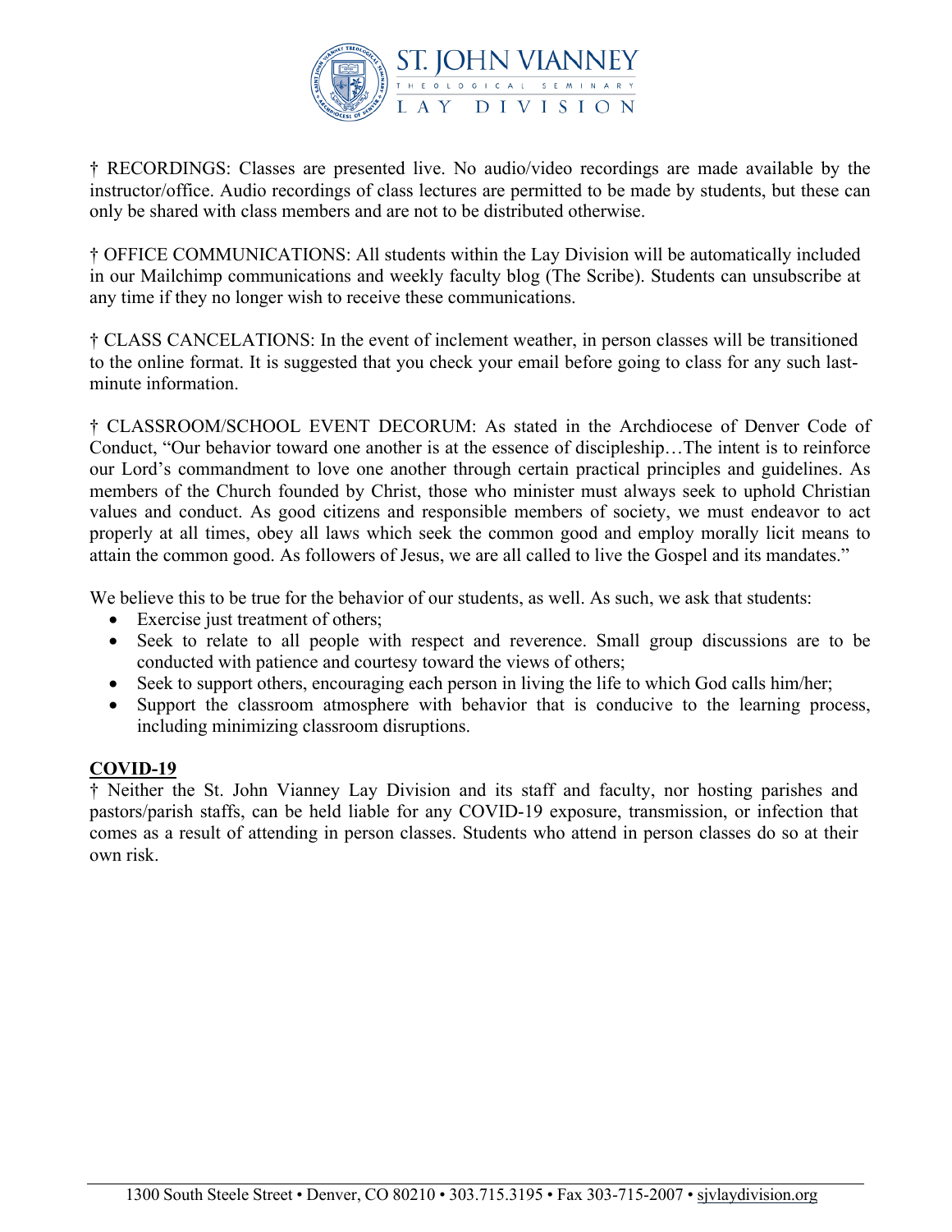† RECORDINGS: Classes are presented live. No audio/video recordings are made available by the instructor/office. Audio recordings of class lectures are permitted to be made by students, but these can only be shared with class members and are not to be distributed otherwise.

† OFFICE COMMUNICATIONS: All students within the Lay Division will be automatically included in our Mailchimp communications and weekly faculty blog (The Scribe). Students can unsubscribe at any time if they no longer wish to receive these communications.

† CLASS CANCELATIONS: In the event of inclement weather, in person classes will be transitioned to the online format. It is suggested that you check your email before going to class for any such last-minute information.

† CLASSROOM/SCHOOL EVENT DECORUM: As stated in the Archdiocese of Denver Code of Conduct, "Our behavior toward one another is at the essence of discipleship…The intent is to reinforce our Lord's commandment to love one another through certain practical principles and guidelines. As members of the Church founded by Christ, those who minister must always seek to uphold Christian values and conduct. As good citizens and responsible members of society, we must endeavor to act properly at all times, obey all laws which seek the common good and employ morally licit means to attain the common good. As followers of Jesus, we are all called to live the Gospel and its mandates."

We believe this to be true for the behavior of our students, as well. As such, we ask that students:

- Exercise just treatment of others;
- Seek to relate to all people with respect and reverence. Small group discussions are to be conducted with patience and courtesy toward the views of others;
- Seek to support others, encouraging each person in living the life to which God calls him/her;
- Support the classroom atmosphere with behavior that is conducive to the learning process, including minimizing classroom disruptions.

**COVID-19**

† Neither the St. John Vianney Lay Division and its staff and faculty, nor hosting parishes and pastors/parish staffs, can be held liable for any COVID-19 exposure, transmission, or infection that comes as a result of attending in person classes. Students who attend in person classes do so at their own risk.